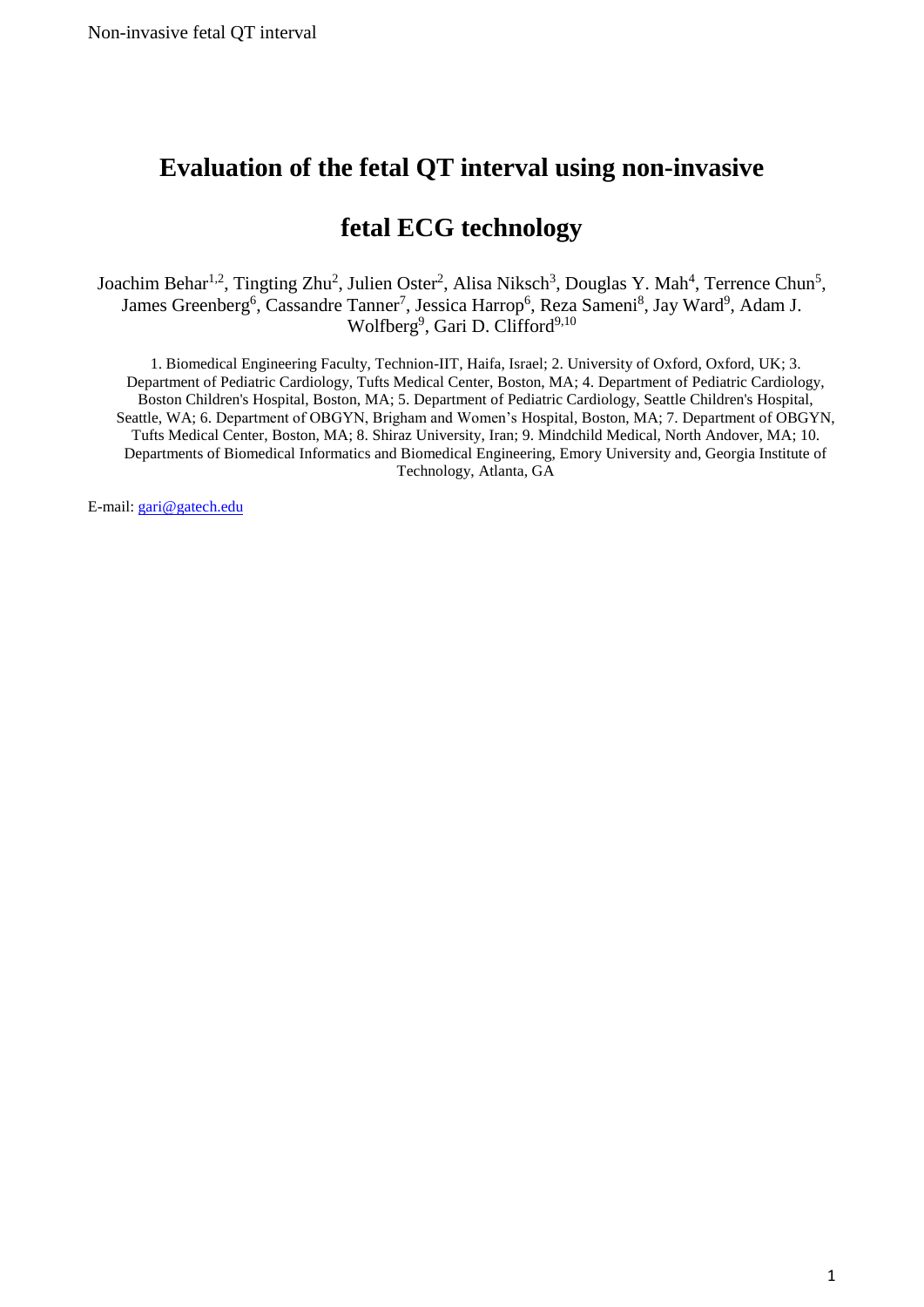# Evaluation of the fetal QT interval using non-invasive fetal ECG technology

Joachim Behar[1,2], Tingting Zhu[2], Julien Oster[2], Alisa Niksch[3], Douglas Y. Mah[4], Terrence Chun[5], James Greenberg[6], Cassandre Tanner[7], Jessica Harrop[6], Reza Sameni[8], Jay Ward[9], Adam J. Wolfberg[9], Gari D. Clifford[9,10]

1. Biomedical Engineering Faculty, Technion-IIT, Haifa, Israel; 2. University of Oxford, Oxford, UK; 3. Department of Pediatric Cardiology, Tufts Medical Center, Boston, MA; 4. Department of Pediatric Cardiology, Boston Children's Hospital, Boston, MA; 5. Department of Pediatric Cardiology, Seattle Children's Hospital, Seattle, WA; 6. Department of OBGYN, Brigham and Women's Hospital, Boston, MA; 7. Department of OBGYN, Tufts Medical Center, Boston, MA; 8. Shiraz University, Iran; 9. Mindchild Medical, North Andover, MA; 10. Departments of Biomedical Informatics and Biomedical Engineering, Emory University and, Georgia Institute of Technology, Atlanta, GA

E-mail: gari@gatech.edu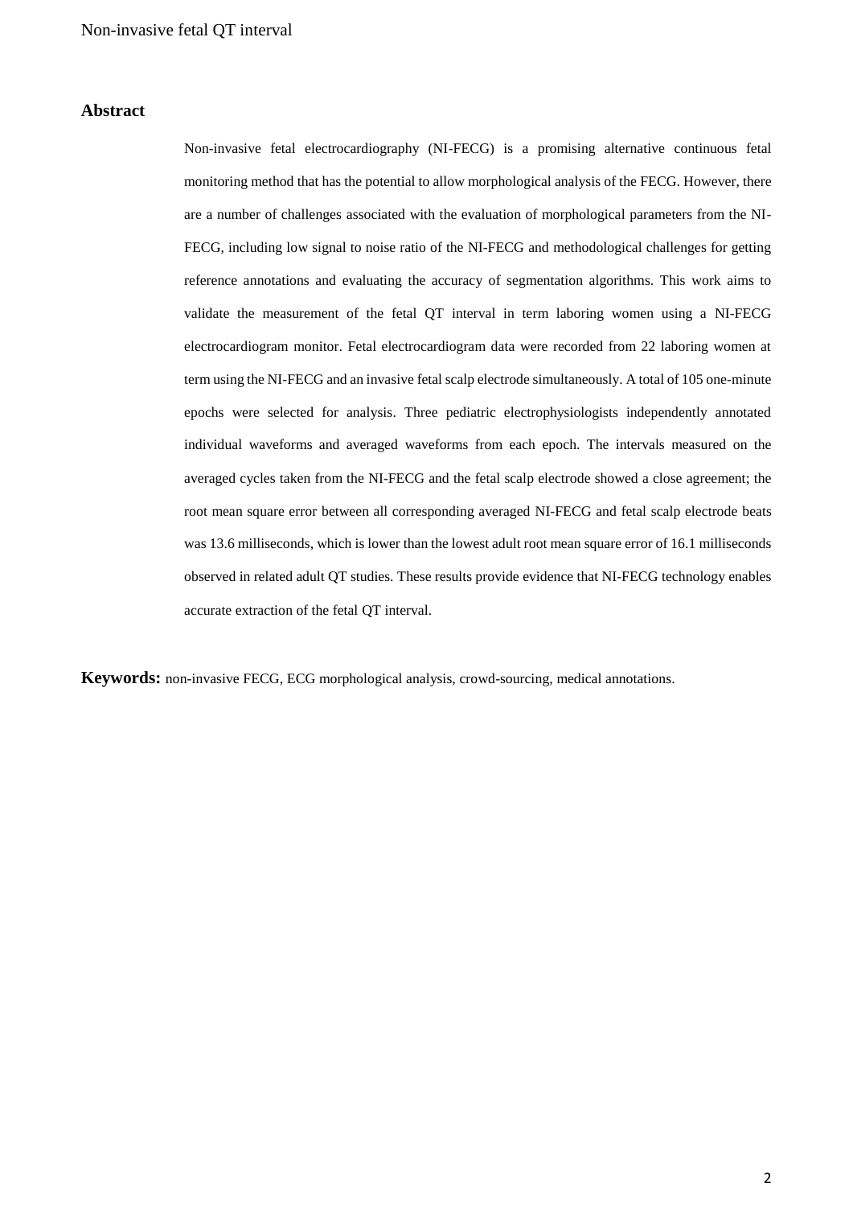## Abstract

Non-invasive fetal electrocardiography (NI-FECG) is a promising alternative continuous fetal monitoring method that has the potential to allow morphological analysis of the FECG. However, there are a number of challenges associated with the evaluation of morphological parameters from the NI-FECG, including low signal to noise ratio of the NI-FECG and methodological challenges for getting reference annotations and evaluating the accuracy of segmentation algorithms. This work aims to validate the measurement of the fetal QT interval in term laboring women using a NI-FECG electrocardiogram monitor. Fetal electrocardiogram data were recorded from 22 laboring women at term using the NI-FECG and an invasive fetal scalp electrode simultaneously. A total of 105 one-minute epochs were selected for analysis. Three pediatric electrophysiologists independently annotated individual waveforms and averaged waveforms from each epoch. The intervals measured on the averaged cycles taken from the NI-FECG and the fetal scalp electrode showed a close agreement; the root mean square error between all corresponding averaged NI-FECG and fetal scalp electrode beats was 13.6 milliseconds, which is lower than the lowest adult root mean square error of 16.1 milliseconds observed in related adult QT studies. These results provide evidence that NI-FECG technology enables accurate extraction of the fetal QT interval.

**Keywords:** non-invasive FECG, ECG morphological analysis, crowd-sourcing, medical annotations.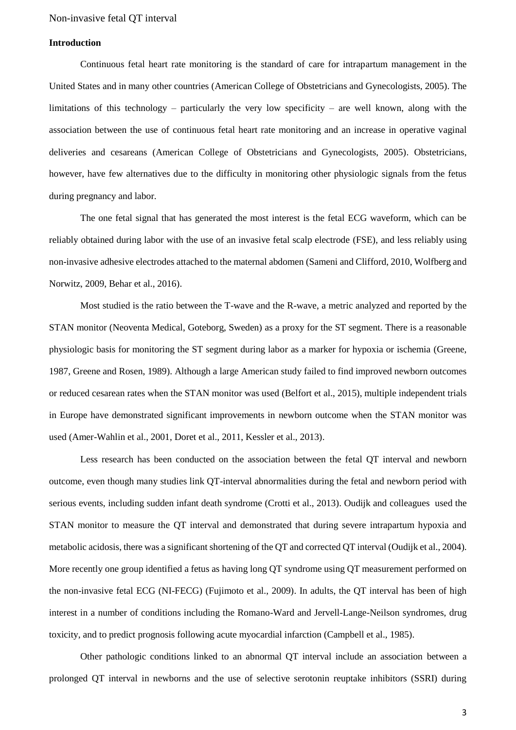## Introduction

Continuous fetal heart rate monitoring is the standard of care for intrapartum management in the United States and in many other countries (American College of Obstetricians and Gynecologists, 2005). The limitations of this technology – particularly the very low specificity – are well known, along with the association between the use of continuous fetal heart rate monitoring and an increase in operative vaginal deliveries and cesareans (American College of Obstetricians and Gynecologists, 2005). Obstetricians, however, have few alternatives due to the difficulty in monitoring other physiologic signals from the fetus during pregnancy and labor.

The one fetal signal that has generated the most interest is the fetal ECG waveform, which can be reliably obtained during labor with the use of an invasive fetal scalp electrode (FSE), and less reliably using non-invasive adhesive electrodes attached to the maternal abdomen (Sameni and Clifford, 2010, Wolfberg and Norwitz, 2009, Behar et al., 2016).

Most studied is the ratio between the T-wave and the R-wave, a metric analyzed and reported by the STAN monitor (Neoventa Medical, Goteborg, Sweden) as a proxy for the ST segment. There is a reasonable physiologic basis for monitoring the ST segment during labor as a marker for hypoxia or ischemia (Greene, 1987, Greene and Rosen, 1989). Although a large American study failed to find improved newborn outcomes or reduced cesarean rates when the STAN monitor was used (Belfort et al., 2015), multiple independent trials in Europe have demonstrated significant improvements in newborn outcome when the STAN monitor was used (Amer-Wahlin et al., 2001, Doret et al., 2011, Kessler et al., 2013).

Less research has been conducted on the association between the fetal QT interval and newborn outcome, even though many studies link QT-interval abnormalities during the fetal and newborn period with serious events, including sudden infant death syndrome (Crotti et al., 2013). Oudijk and colleagues used the STAN monitor to measure the QT interval and demonstrated that during severe intrapartum hypoxia and metabolic acidosis, there was a significant shortening of the QT and corrected QT interval (Oudijk et al., 2004). More recently one group identified a fetus as having long QT syndrome using QT measurement performed on the non-invasive fetal ECG (NI-FECG) (Fujimoto et al., 2009). In adults, the QT interval has been of high interest in a number of conditions including the Romano-Ward and Jervell-Lange-Neilson syndromes, drug toxicity, and to predict prognosis following acute myocardial infarction (Campbell et al., 1985).

Other pathologic conditions linked to an abnormal QT interval include an association between a prolonged QT interval in newborns and the use of selective serotonin reuptake inhibitors (SSRI) during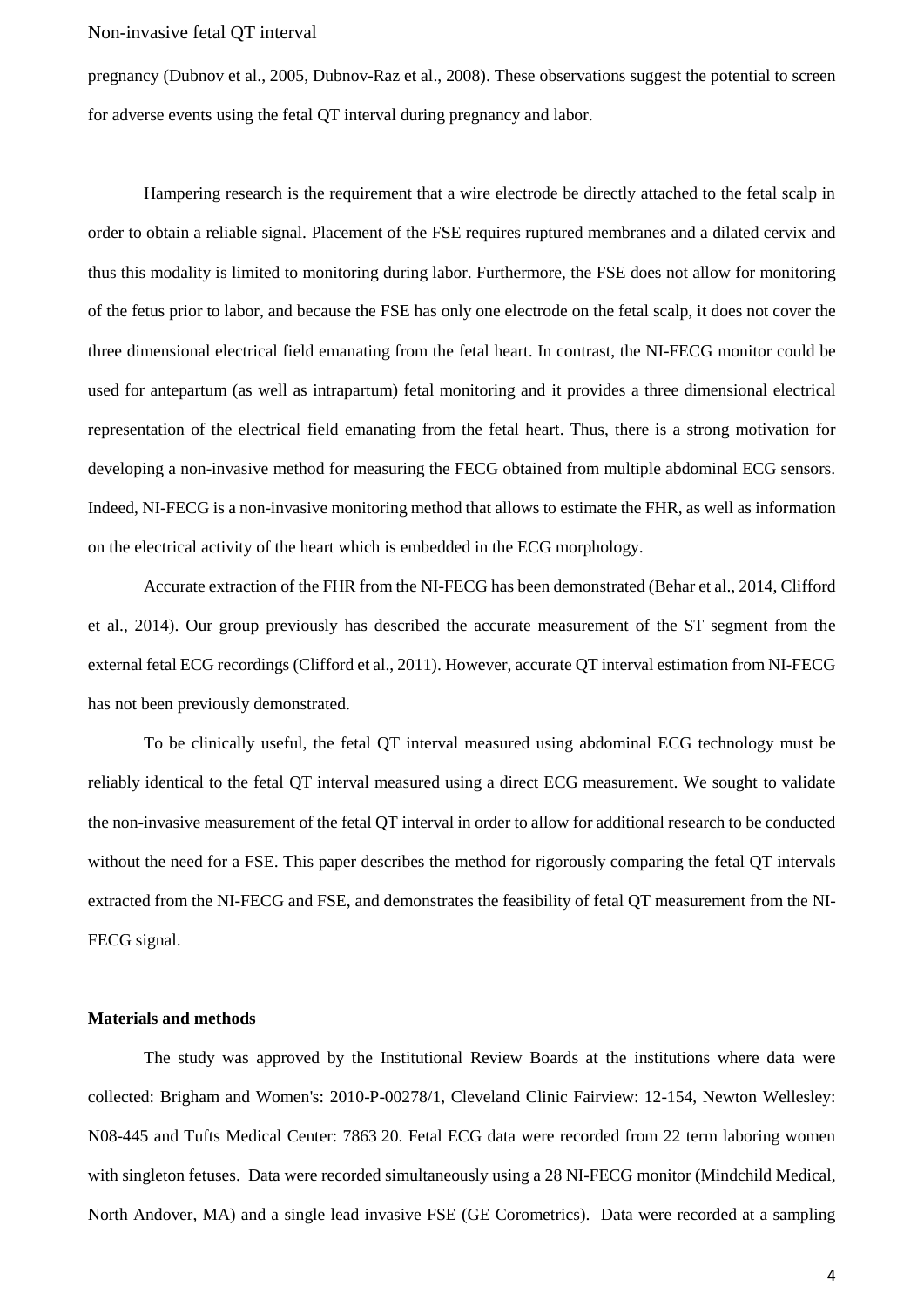pregnancy (Dubnov et al., 2005, Dubnov-Raz et al., 2008). These observations suggest the potential to screen for adverse events using the fetal QT interval during pregnancy and labor.

Hampering research is the requirement that a wire electrode be directly attached to the fetal scalp in order to obtain a reliable signal. Placement of the FSE requires ruptured membranes and a dilated cervix and thus this modality is limited to monitoring during labor. Furthermore, the FSE does not allow for monitoring of the fetus prior to labor, and because the FSE has only one electrode on the fetal scalp, it does not cover the three dimensional electrical field emanating from the fetal heart. In contrast, the NI-FECG monitor could be used for antepartum (as well as intrapartum) fetal monitoring and it provides a three dimensional electrical representation of the electrical field emanating from the fetal heart. Thus, there is a strong motivation for developing a non-invasive method for measuring the FECG obtained from multiple abdominal ECG sensors. Indeed, NI-FECG is a non-invasive monitoring method that allows to estimate the FHR, as well as information on the electrical activity of the heart which is embedded in the ECG morphology.

Accurate extraction of the FHR from the NI-FECG has been demonstrated (Behar et al., 2014, Clifford et al., 2014). Our group previously has described the accurate measurement of the ST segment from the external fetal ECG recordings (Clifford et al., 2011). However, accurate QT interval estimation from NI-FECG has not been previously demonstrated.

To be clinically useful, the fetal QT interval measured using abdominal ECG technology must be reliably identical to the fetal QT interval measured using a direct ECG measurement. We sought to validate the non-invasive measurement of the fetal QT interval in order to allow for additional research to be conducted without the need for a FSE. This paper describes the method for rigorously comparing the fetal QT intervals extracted from the NI-FECG and FSE, and demonstrates the feasibility of fetal QT measurement from the NI-FECG signal.

**Materials and methods**

The study was approved by the Institutional Review Boards at the institutions where data were collected: Brigham and Women's: 2010-P-00278/1, Cleveland Clinic Fairview: 12-154, Newton Wellesley: N08-445 and Tufts Medical Center: 7863 20. Fetal ECG data were recorded from 22 term laboring women with singleton fetuses. Data were recorded simultaneously using a 28 NI-FECG monitor (Mindchild Medical, North Andover, MA) and a single lead invasive FSE (GE Corometrics). Data were recorded at a sampling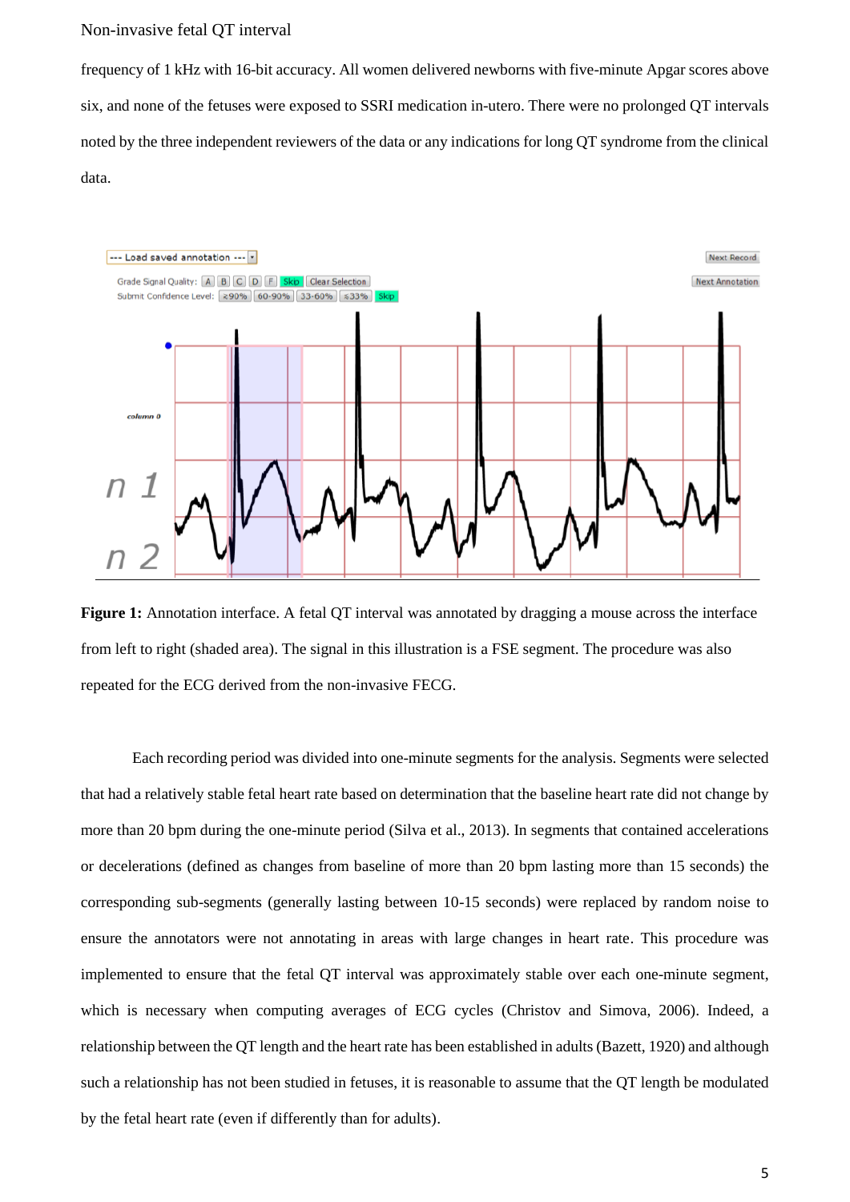frequency of 1 kHz with 16-bit accuracy. All women delivered newborns with five-minute Apgar scores above six, and none of the fetuses were exposed to SSRI medication in-utero. There were no prolonged QT intervals noted by the three independent reviewers of the data or any indications for long QT syndrome from the clinical data.

**Figure 1:** Annotation interface. A fetal QT interval was annotated by dragging a mouse across the interface from left to right (shaded area). The signal in this illustration is a FSE segment. The procedure was also repeated for the ECG derived from the non-invasive FECG.

Each recording period was divided into one-minute segments for the analysis. Segments were selected that had a relatively stable fetal heart rate based on determination that the baseline heart rate did not change by more than 20 bpm during the one-minute period (Silva et al., 2013). In segments that contained accelerations or decelerations (defined as changes from baseline of more than 20 bpm lasting more than 15 seconds) the corresponding sub-segments (generally lasting between 10-15 seconds) were replaced by random noise to ensure the annotators were not annotating in areas with large changes in heart rate. This procedure was implemented to ensure that the fetal QT interval was approximately stable over each one-minute segment, which is necessary when computing averages of ECG cycles (Christov and Simova, 2006). Indeed, a relationship between the QT length and the heart rate has been established in adults (Bazett, 1920) and although such a relationship has not been studied in fetuses, it is reasonable to assume that the QT length be modulated by the fetal heart rate (even if differently than for adults).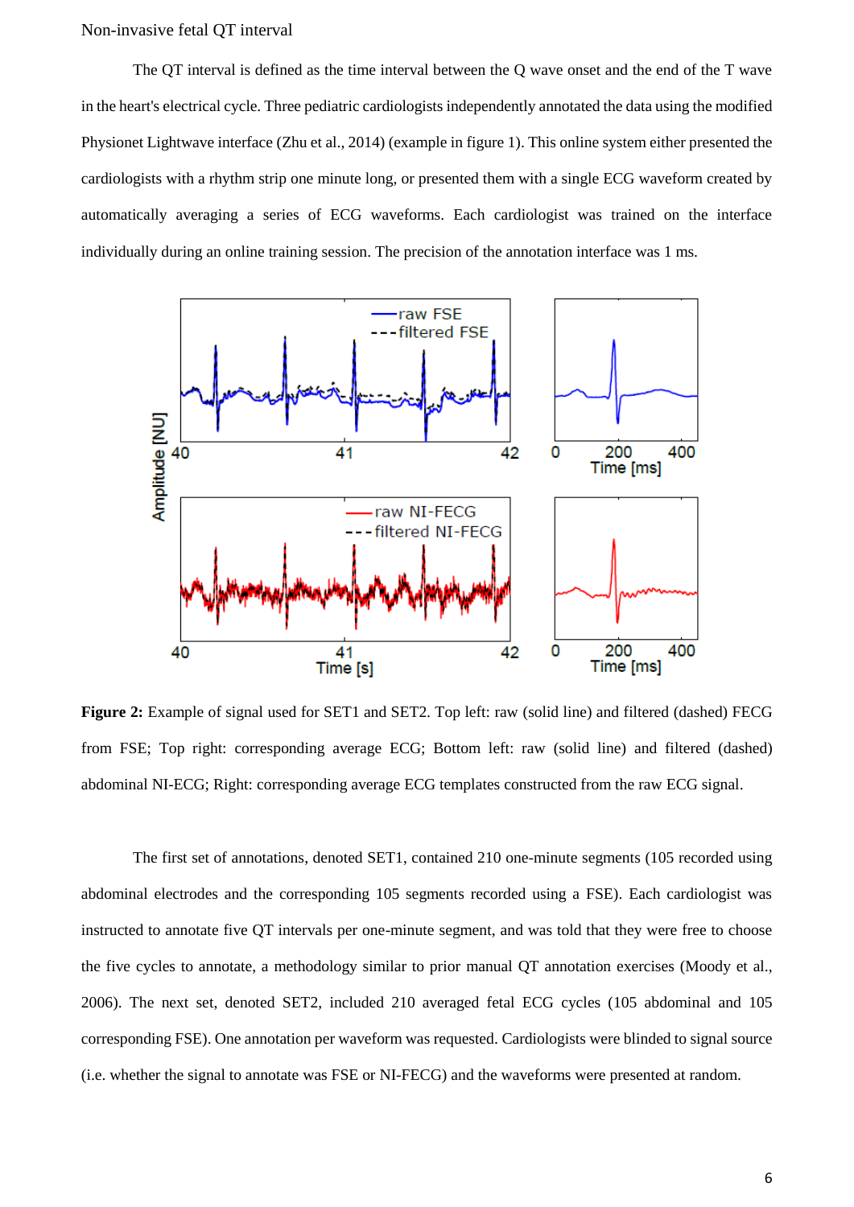The QT interval is defined as the time interval between the Q wave onset and the end of the T wave in the heart's electrical cycle. Three pediatric cardiologists independently annotated the data using the modified Physionet Lightwave interface (Zhu et al., 2014) (example in figure 1). This online system either presented the cardiologists with a rhythm strip one minute long, or presented them with a single ECG waveform created by automatically averaging a series of ECG waveforms. Each cardiologist was trained on the interface individually during an online training session. The precision of the annotation interface was 1 ms.

**Figure 2:** Example of signal used for SET1 and SET2. Top left: raw (solid line) and filtered (dashed) FECG from FSE; Top right: corresponding average ECG; Bottom left: raw (solid line) and filtered (dashed) abdominal NI-ECG; Right: corresponding average ECG templates constructed from the raw ECG signal.

The first set of annotations, denoted SET1, contained 210 one-minute segments (105 recorded using abdominal electrodes and the corresponding 105 segments recorded using a FSE). Each cardiologist was instructed to annotate five QT intervals per one-minute segment, and was told that they were free to choose the five cycles to annotate, a methodology similar to prior manual QT annotation exercises (Moody et al., 2006). The next set, denoted SET2, included 210 averaged fetal ECG cycles (105 abdominal and 105 corresponding FSE). One annotation per waveform was requested. Cardiologists were blinded to signal source (i.e. whether the signal to annotate was FSE or NI-FECG) and the waveforms were presented at random.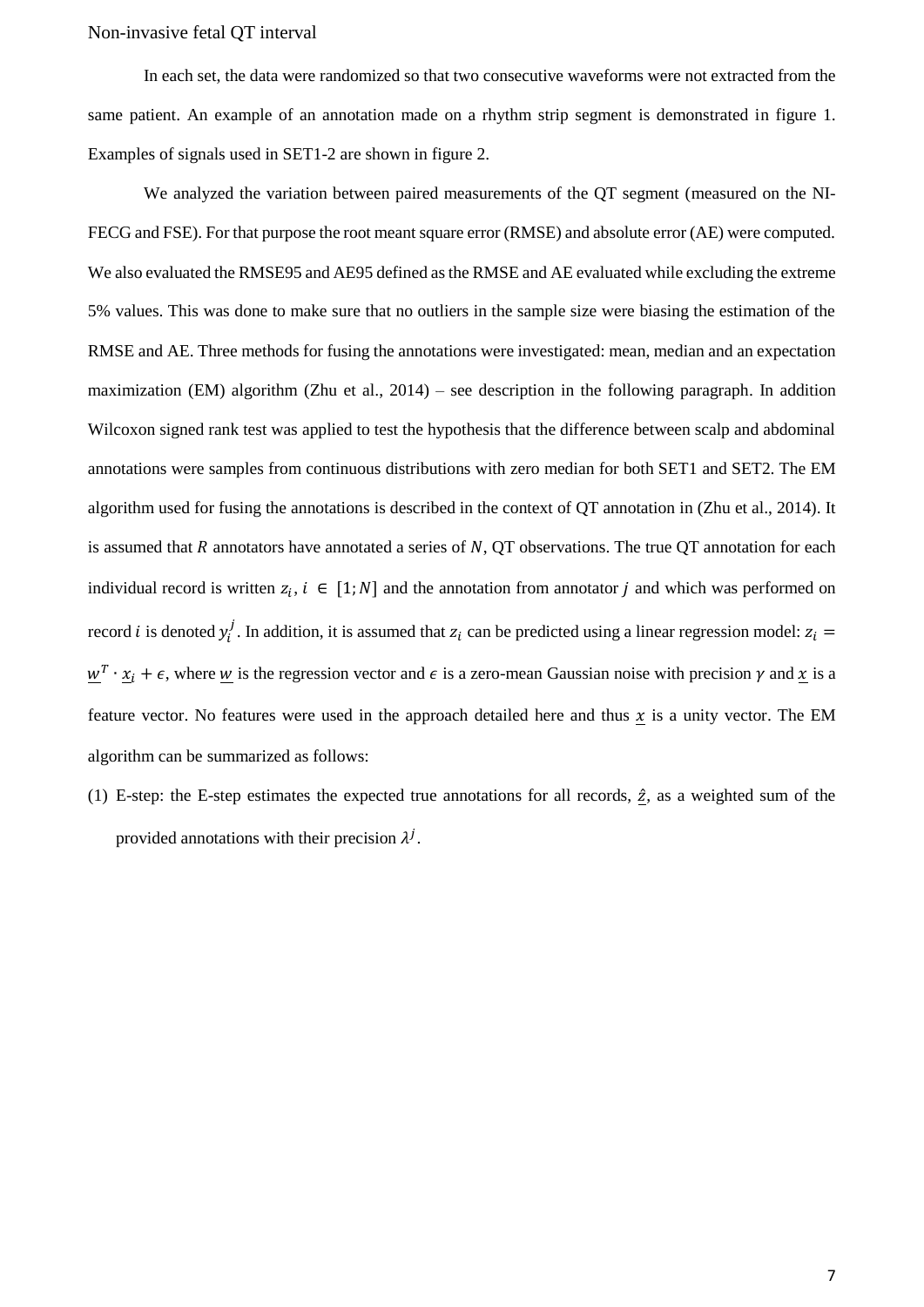In each set, the data were randomized so that two consecutive waveforms were not extracted from the same patient. An example of an annotation made on a rhythm strip segment is demonstrated in figure 1. Examples of signals used in SET1-2 are shown in figure 2.

We analyzed the variation between paired measurements of the QT segment (measured on the NI-FECG and FSE). For that purpose the root meant square error (RMSE) and absolute error (AE) were computed. We also evaluated the RMSE95 and AE95 defined as the RMSE and AE evaluated while excluding the extreme 5% values. This was done to make sure that no outliers in the sample size were biasing the estimation of the RMSE and AE. Three methods for fusing the annotations were investigated: mean, median and an expectation maximization (EM) algorithm (Zhu et al., 2014) – see description in the following paragraph. In addition Wilcoxon signed rank test was applied to test the hypothesis that the difference between scalp and abdominal annotations were samples from continuous distributions with zero median for both SET1 and SET2. The EM algorithm used for fusing the annotations is described in the context of QT annotation in (Zhu et al., 2014). It is assumed that $R$ annotators have annotated a series of $N$, QT observations. The true QT annotation for each individual record is written $z_i$, $i \in [1; N]$ and the annotation from annotator $j$ and which was performed on record $i$ is denoted $y_i^j$. In addition, it is assumed that $z_i$ can be predicted using a linear regression model: $z_i = \underline{w}^T \cdot \underline{x}_i + \epsilon$, where $\underline{w}$ is the regression vector and $\epsilon$ is a zero-mean Gaussian noise with precision $\gamma$ and $\underline{x}$ is a feature vector. No features were used in the approach detailed here and thus $\underline{x}$ is a unity vector. The EM algorithm can be summarized as follows:

(1) E-step: the E-step estimates the expected true annotations for all records, $\underline{\hat{z}}$, as a weighted sum of the provided annotations with their precision $\lambda^j$.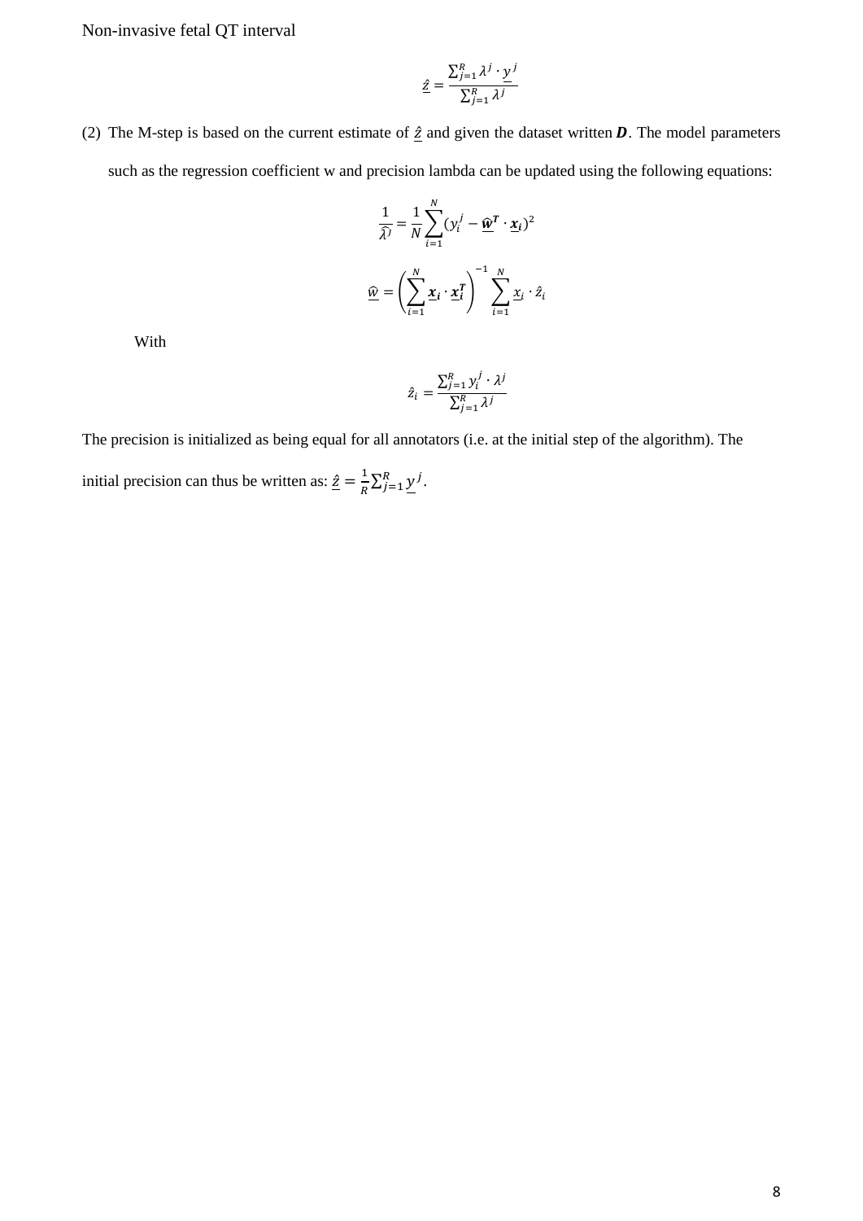$$\underline{\hat{z}} = \frac{\sum_{j=1}^{R} \lambda^j \cdot \underline{y}^j}{\sum_{j=1}^{R} \lambda^j}$$

(2) The M-step is based on the current estimate of $\underline{\hat{z}}$ and given the dataset written $\boldsymbol{D}$. The model parameters such as the regression coefficient w and precision lambda can be updated using the following equations:

$$\frac{1}{\widehat{\lambda^j}} = \frac{1}{N} \sum_{i=1}^{N} (y_i^j - \underline{\widehat{\boldsymbol{w}}}^{\boldsymbol{T}} \cdot \underline{\boldsymbol{x}}_{\boldsymbol{i}})^2$$

$$\underline{\widehat{w}} = \left( \sum_{i=1}^{N} \underline{\boldsymbol{x}}_{\boldsymbol{i}} \cdot \underline{\boldsymbol{x}}_{\boldsymbol{i}}^{\boldsymbol{T}} \right)^{-1} \sum_{i=1}^{N} \underline{x}_i \cdot \hat{z}_i$$

With

$$\hat{z}_i = \frac{\sum_{j=1}^{R} y_i^j \cdot \lambda^j}{\sum_{j=1}^{R} \lambda^j}$$

The precision is initialized as being equal for all annotators (i.e. at the initial step of the algorithm). The initial precision can thus be written as: $\underline{\hat{z}} = \frac{1}{R} \sum_{j=1}^{R} \underline{y}^j$.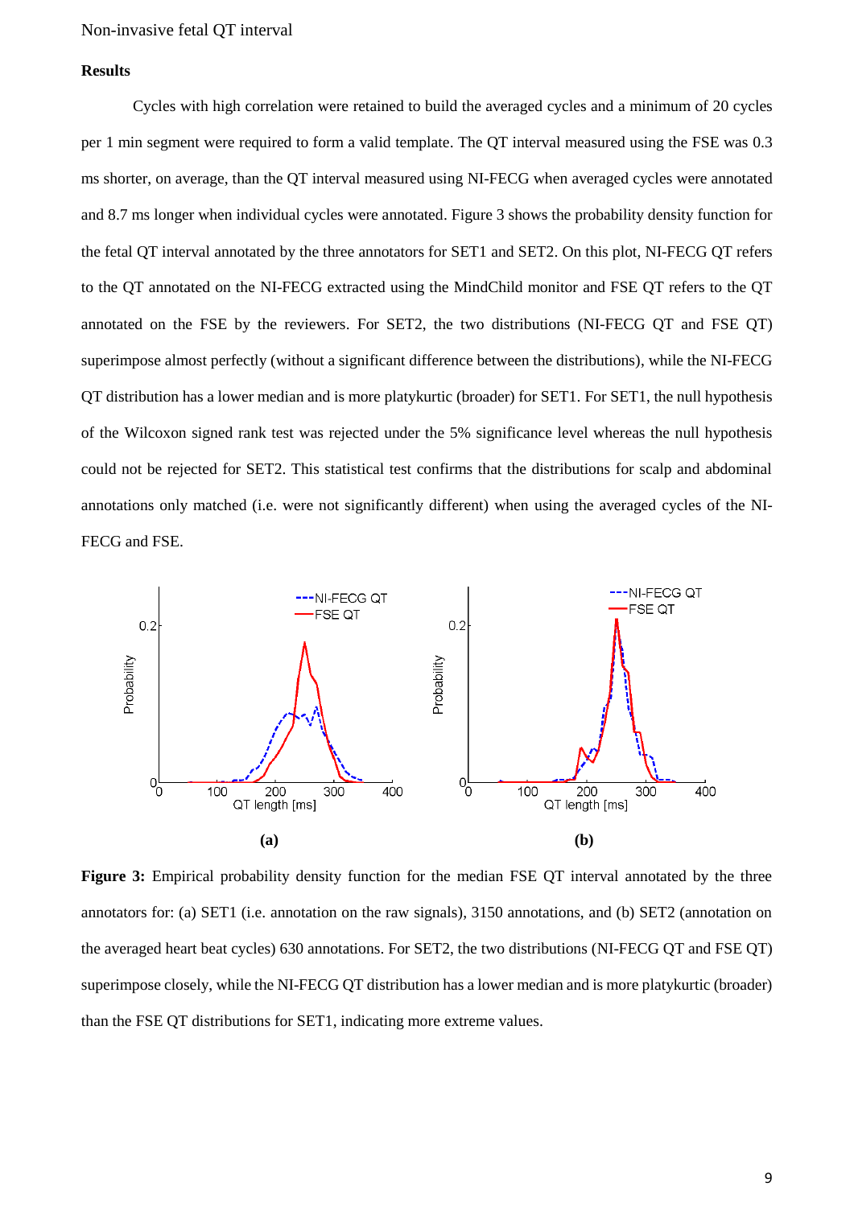## Results

Cycles with high correlation were retained to build the averaged cycles and a minimum of 20 cycles per 1 min segment were required to form a valid template. The QT interval measured using the FSE was 0.3 ms shorter, on average, than the QT interval measured using NI-FECG when averaged cycles were annotated and 8.7 ms longer when individual cycles were annotated. Figure 3 shows the probability density function for the fetal QT interval annotated by the three annotators for SET1 and SET2. On this plot, NI-FECG QT refers to the QT annotated on the NI-FECG extracted using the MindChild monitor and FSE QT refers to the QT annotated on the FSE by the reviewers. For SET2, the two distributions (NI-FECG QT and FSE QT) superimpose almost perfectly (without a significant difference between the distributions), while the NI-FECG QT distribution has a lower median and is more platykurtic (broader) for SET1. For SET1, the null hypothesis of the Wilcoxon signed rank test was rejected under the 5% significance level whereas the null hypothesis could not be rejected for SET2. This statistical test confirms that the distributions for scalp and abdominal annotations only matched (i.e. were not significantly different) when using the averaged cycles of the NI-FECG and FSE.

**Figure 3:** Empirical probability density function for the median FSE QT interval annotated by the three annotators for: (a) SET1 (i.e. annotation on the raw signals), 3150 annotations, and (b) SET2 (annotation on the averaged heart beat cycles) 630 annotations. For SET2, the two distributions (NI-FECG QT and FSE QT) superimpose closely, while the NI-FECG QT distribution has a lower median and is more platykurtic (broader) than the FSE QT distributions for SET1, indicating more extreme values.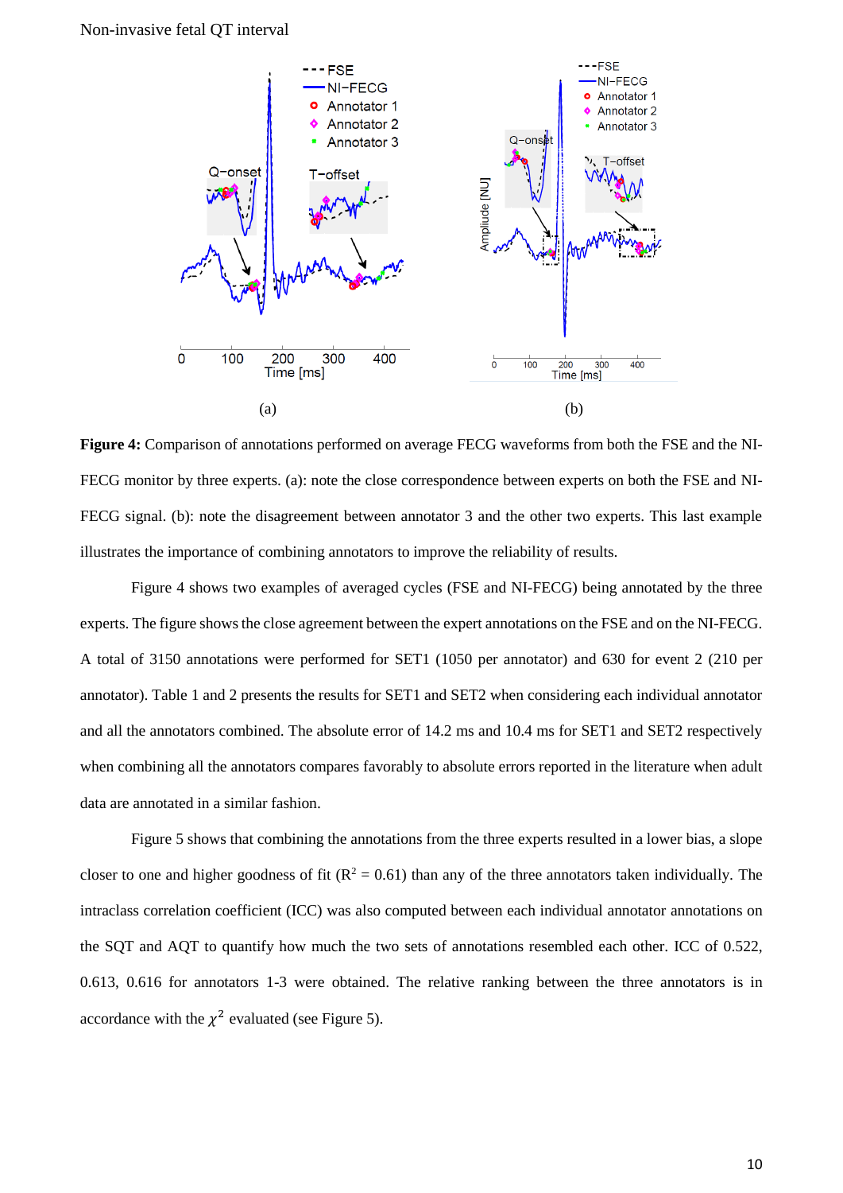**Figure 4:** Comparison of annotations performed on average FECG waveforms from both the FSE and the NI-FECG monitor by three experts. (a): note the close correspondence between experts on both the FSE and NI-FECG signal. (b): note the disagreement between annotator 3 and the other two experts. This last example illustrates the importance of combining annotators to improve the reliability of results.

Figure 4 shows two examples of averaged cycles (FSE and NI-FECG) being annotated by the three experts. The figure shows the close agreement between the expert annotations on the FSE and on the NI-FECG. A total of 3150 annotations were performed for SET1 (1050 per annotator) and 630 for event 2 (210 per annotator). Table 1 and 2 presents the results for SET1 and SET2 when considering each individual annotator and all the annotators combined. The absolute error of 14.2 ms and 10.4 ms for SET1 and SET2 respectively when combining all the annotators compares favorably to absolute errors reported in the literature when adult data are annotated in a similar fashion.

Figure 5 shows that combining the annotations from the three experts resulted in a lower bias, a slope closer to one and higher goodness of fit ($R^2 = 0.61$) than any of the three annotators taken individually. The intraclass correlation coefficient (ICC) was also computed between each individual annotator annotations on the SQT and AQT to quantify how much the two sets of annotations resembled each other. ICC of 0.522, 0.613, 0.616 for annotators 1-3 were obtained. The relative ranking between the three annotators is in accordance with the $\chi^2$ evaluated (see Figure 5).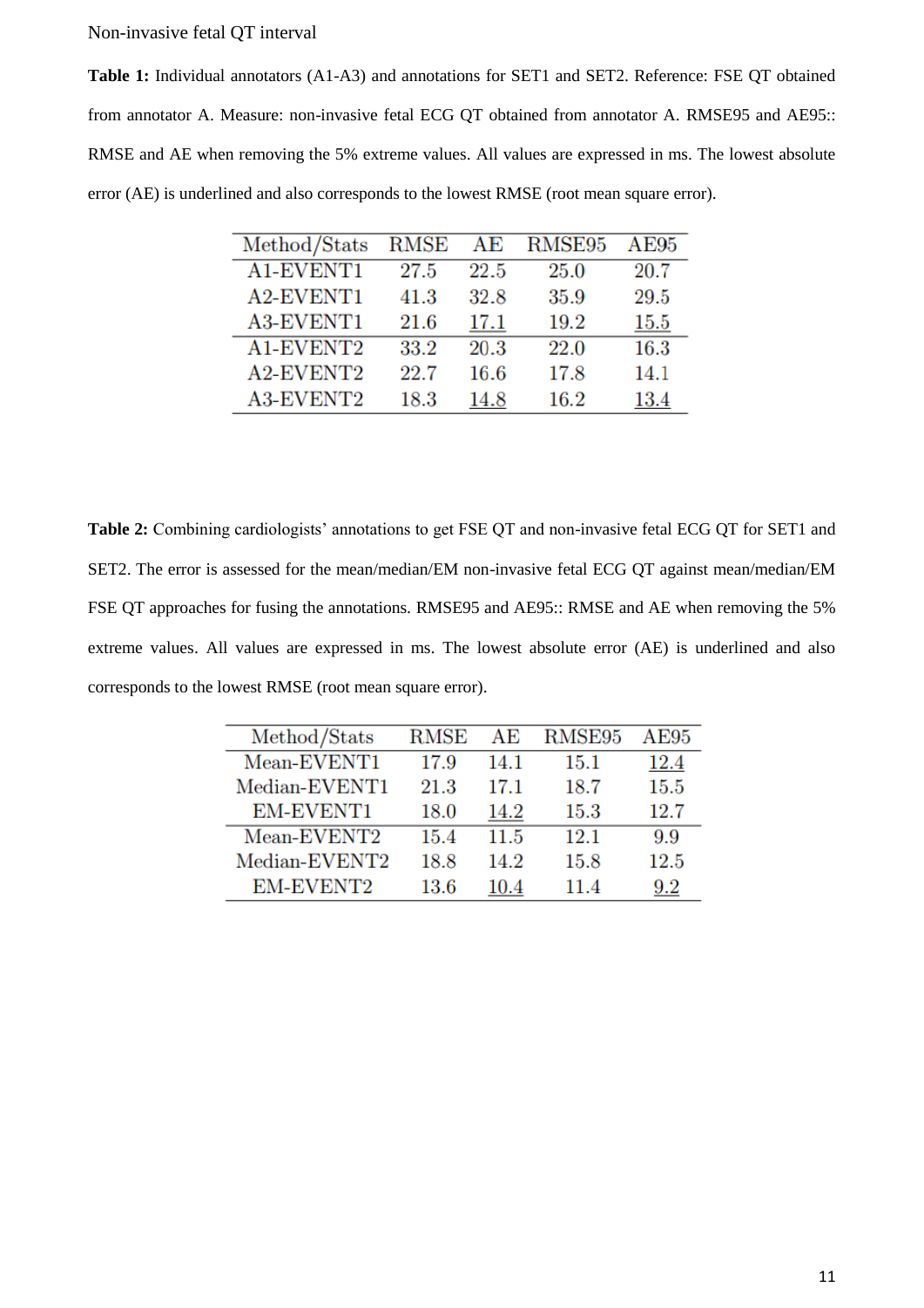**Table 1:** Individual annotators (A1-A3) and annotations for SET1 and SET2. Reference: FSE QT obtained from annotator A. Measure: non-invasive fetal ECG QT obtained from annotator A. RMSE95 and AE95:: RMSE and AE when removing the 5% extreme values. All values are expressed in ms. The lowest absolute error (AE) is underlined and also corresponds to the lowest RMSE (root mean square error).

| Method/Stats | RMSE | AE | RMSE95 | AE95 |
|---|---|---|---|---|
| A1-EVENT1 | 27.5 | 22.5 | 25.0 | 20.7 |
| A2-EVENT1 | 41.3 | 32.8 | 35.9 | 29.5 |
| A3-EVENT1 | 21.6 | <u>17.1</u> | 19.2 | <u>15.5</u> |
| A1-EVENT2 | 33.2 | 20.3 | 22.0 | 16.3 |
| A2-EVENT2 | 22.7 | 16.6 | 17.8 | 14.1 |
| A3-EVENT2 | 18.3 | <u>14.8</u> | 16.2 | <u>13.4</u> |

**Table 2:** Combining cardiologists' annotations to get FSE QT and non-invasive fetal ECG QT for SET1 and SET2. The error is assessed for the mean/median/EM non-invasive fetal ECG QT against mean/median/EM FSE QT approaches for fusing the annotations. RMSE95 and AE95:: RMSE and AE when removing the 5% extreme values. All values are expressed in ms. The lowest absolute error (AE) is underlined and also corresponds to the lowest RMSE (root mean square error).

| Method/Stats | RMSE | AE | RMSE95 | AE95 |
|---|---|---|---|---|
| Mean-EVENT1 | 17.9 | 14.1 | 15.1 | <u>12.4</u> |
| Median-EVENT1 | 21.3 | 17.1 | 18.7 | 15.5 |
| EM-EVENT1 | 18.0 | <u>14.2</u> | 15.3 | 12.7 |
| Mean-EVENT2 | 15.4 | 11.5 | 12.1 | 9.9 |
| Median-EVENT2 | 18.8 | 14.2 | 15.8 | 12.5 |
| EM-EVENT2 | 13.6 | <u>10.4</u> | 11.4 | <u>9.2</u> |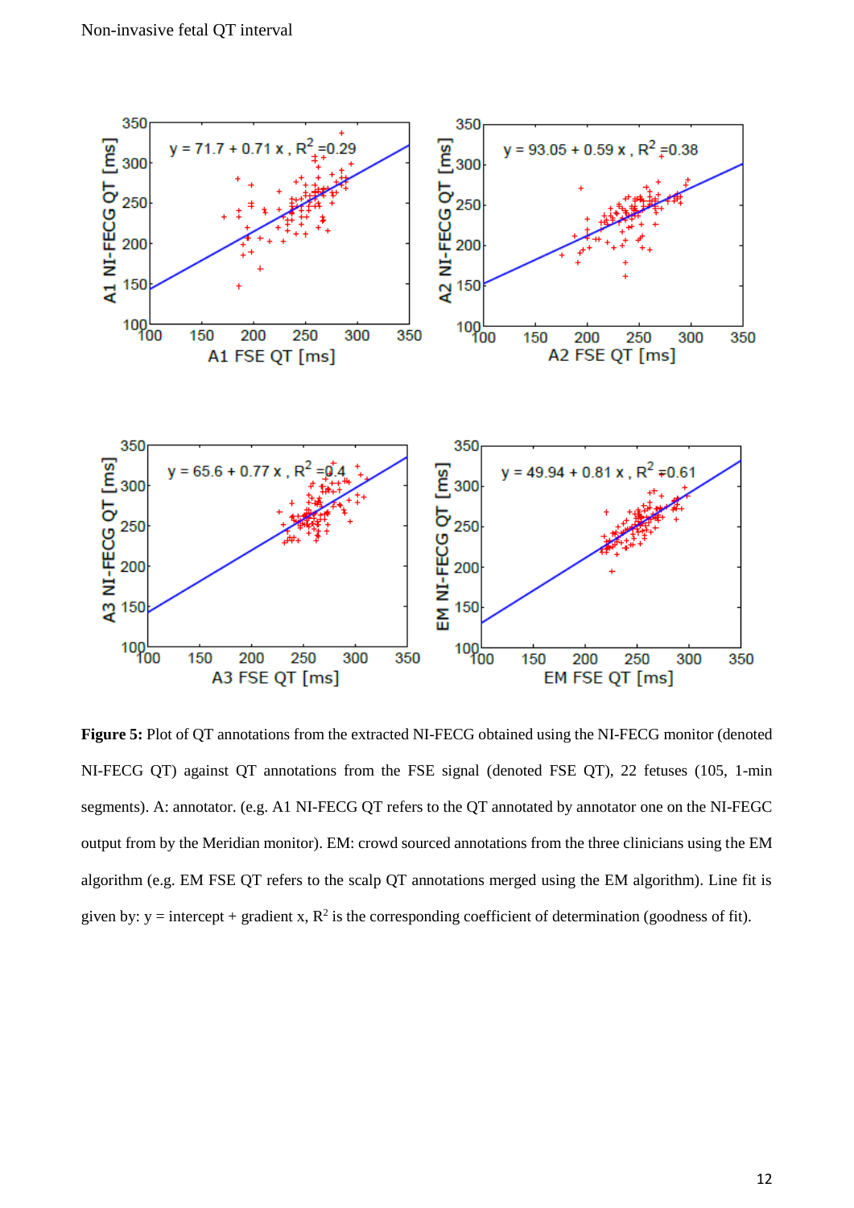**Figure 5:** Plot of QT annotations from the extracted NI-FECG obtained using the NI-FECG monitor (denoted NI-FECG QT) against QT annotations from the FSE signal (denoted FSE QT), 22 fetuses (105, 1-min segments). A: annotator. (e.g. A1 NI-FECG QT refers to the QT annotated by annotator one on the NI-FEGC output from by the Meridian monitor). EM: crowd sourced annotations from the three clinicians using the EM algorithm (e.g. EM FSE QT refers to the scalp QT annotations merged using the EM algorithm). Line fit is given by: y = intercept + gradient x, $R^2$ is the corresponding coefficient of determination (goodness of fit).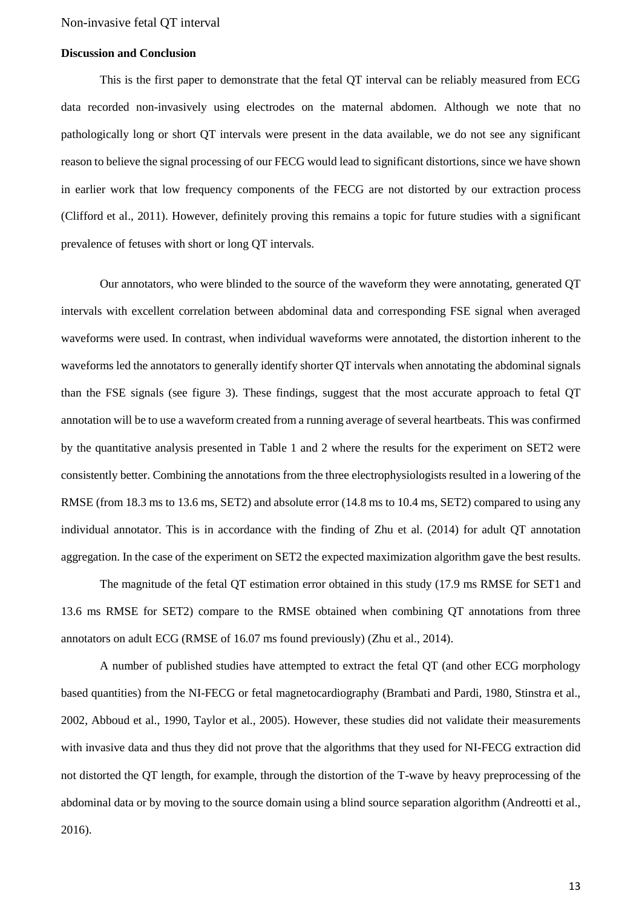### Discussion and Conclusion

This is the first paper to demonstrate that the fetal QT interval can be reliably measured from ECG data recorded non-invasively using electrodes on the maternal abdomen. Although we note that no pathologically long or short QT intervals were present in the data available, we do not see any significant reason to believe the signal processing of our FECG would lead to significant distortions, since we have shown in earlier work that low frequency components of the FECG are not distorted by our extraction process (Clifford et al., 2011). However, definitely proving this remains a topic for future studies with a significant prevalence of fetuses with short or long QT intervals.

Our annotators, who were blinded to the source of the waveform they were annotating, generated QT intervals with excellent correlation between abdominal data and corresponding FSE signal when averaged waveforms were used. In contrast, when individual waveforms were annotated, the distortion inherent to the waveforms led the annotators to generally identify shorter QT intervals when annotating the abdominal signals than the FSE signals (see figure 3). These findings, suggest that the most accurate approach to fetal QT annotation will be to use a waveform created from a running average of several heartbeats. This was confirmed by the quantitative analysis presented in Table 1 and 2 where the results for the experiment on SET2 were consistently better. Combining the annotations from the three electrophysiologists resulted in a lowering of the RMSE (from 18.3 ms to 13.6 ms, SET2) and absolute error (14.8 ms to 10.4 ms, SET2) compared to using any individual annotator. This is in accordance with the finding of Zhu et al. (2014) for adult QT annotation aggregation. In the case of the experiment on SET2 the expected maximization algorithm gave the best results.

The magnitude of the fetal QT estimation error obtained in this study (17.9 ms RMSE for SET1 and 13.6 ms RMSE for SET2) compare to the RMSE obtained when combining QT annotations from three annotators on adult ECG (RMSE of 16.07 ms found previously) (Zhu et al., 2014).

A number of published studies have attempted to extract the fetal QT (and other ECG morphology based quantities) from the NI-FECG or fetal magnetocardiography (Brambati and Pardi, 1980, Stinstra et al., 2002, Abboud et al., 1990, Taylor et al., 2005). However, these studies did not validate their measurements with invasive data and thus they did not prove that the algorithms that they used for NI-FECG extraction did not distorted the QT length, for example, through the distortion of the T-wave by heavy preprocessing of the abdominal data or by moving to the source domain using a blind source separation algorithm (Andreotti et al., 2016).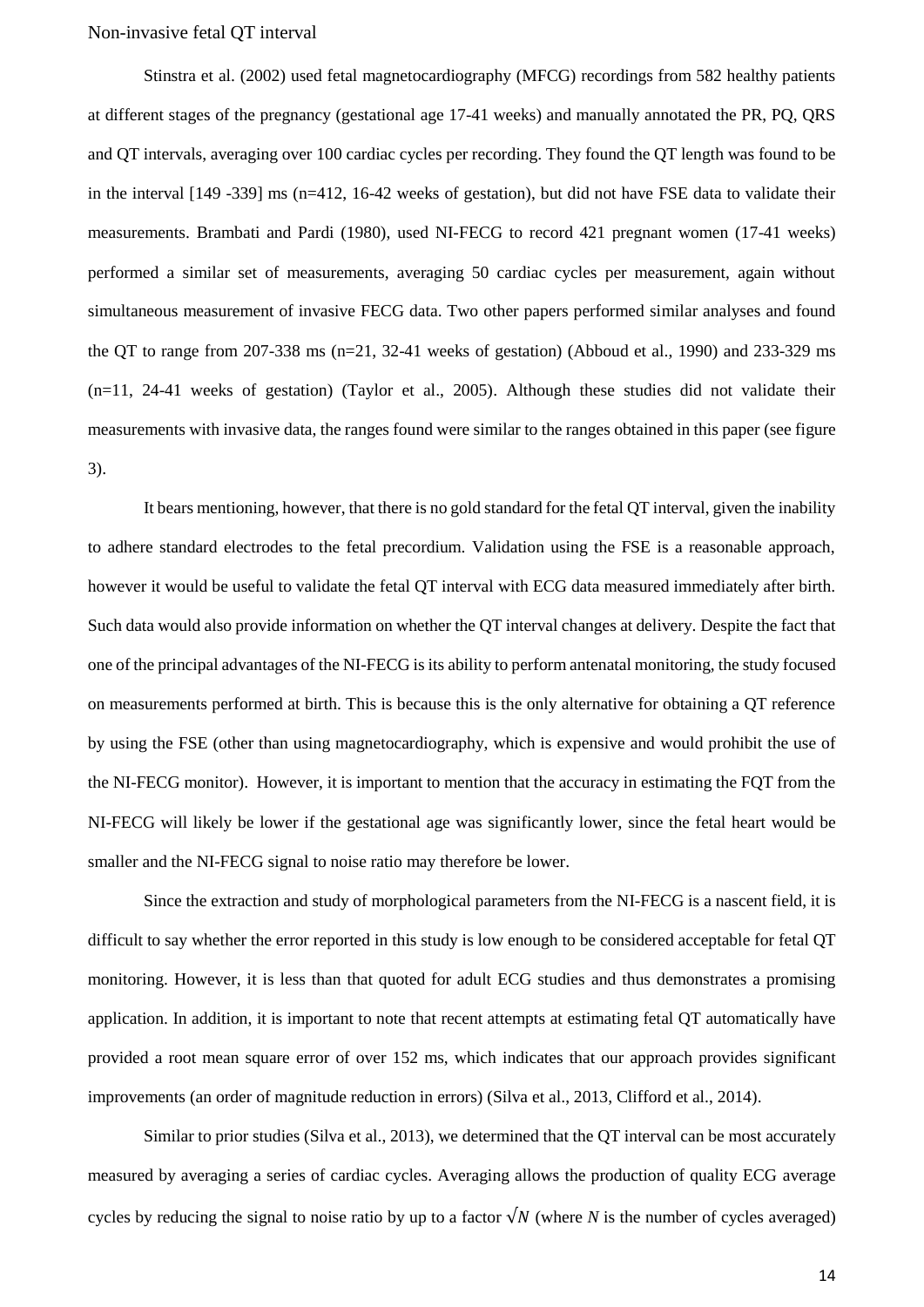Stinstra et al. (2002) used fetal magnetocardiography (MFCG) recordings from 582 healthy patients at different stages of the pregnancy (gestational age 17-41 weeks) and manually annotated the PR, PQ, QRS and QT intervals, averaging over 100 cardiac cycles per recording. They found the QT length was found to be in the interval [149 -339] ms (n=412, 16-42 weeks of gestation), but did not have FSE data to validate their measurements. Brambati and Pardi (1980), used NI-FECG to record 421 pregnant women (17-41 weeks) performed a similar set of measurements, averaging 50 cardiac cycles per measurement, again without simultaneous measurement of invasive FECG data. Two other papers performed similar analyses and found the QT to range from 207-338 ms (n=21, 32-41 weeks of gestation) (Abboud et al., 1990) and 233-329 ms (n=11, 24-41 weeks of gestation) (Taylor et al., 2005). Although these studies did not validate their measurements with invasive data, the ranges found were similar to the ranges obtained in this paper (see figure 3).

It bears mentioning, however, that there is no gold standard for the fetal QT interval, given the inability to adhere standard electrodes to the fetal precordium. Validation using the FSE is a reasonable approach, however it would be useful to validate the fetal QT interval with ECG data measured immediately after birth. Such data would also provide information on whether the QT interval changes at delivery. Despite the fact that one of the principal advantages of the NI-FECG is its ability to perform antenatal monitoring, the study focused on measurements performed at birth. This is because this is the only alternative for obtaining a QT reference by using the FSE (other than using magnetocardiography, which is expensive and would prohibit the use of the NI-FECG monitor). However, it is important to mention that the accuracy in estimating the FQT from the NI-FECG will likely be lower if the gestational age was significantly lower, since the fetal heart would be smaller and the NI-FECG signal to noise ratio may therefore be lower.

Since the extraction and study of morphological parameters from the NI-FECG is a nascent field, it is difficult to say whether the error reported in this study is low enough to be considered acceptable for fetal QT monitoring. However, it is less than that quoted for adult ECG studies and thus demonstrates a promising application. In addition, it is important to note that recent attempts at estimating fetal QT automatically have provided a root mean square error of over 152 ms, which indicates that our approach provides significant improvements (an order of magnitude reduction in errors) (Silva et al., 2013, Clifford et al., 2014).

Similar to prior studies (Silva et al., 2013), we determined that the QT interval can be most accurately measured by averaging a series of cardiac cycles. Averaging allows the production of quality ECG average cycles by reducing the signal to noise ratio by up to a factor $\sqrt{N}$ (where $N$ is the number of cycles averaged)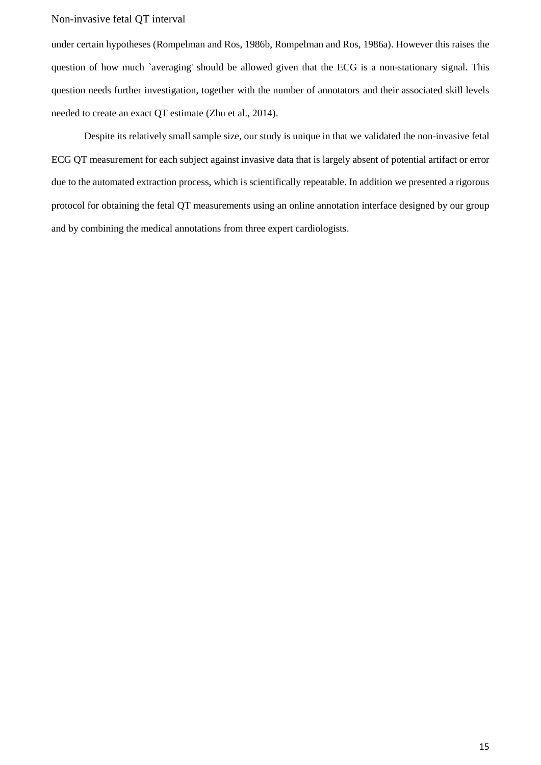under certain hypotheses (Rompelman and Ros, 1986b, Rompelman and Ros, 1986a). However this raises the question of how much `averaging' should be allowed given that the ECG is a non-stationary signal. This question needs further investigation, together with the number of annotators and their associated skill levels needed to create an exact QT estimate (Zhu et al., 2014).

Despite its relatively small sample size, our study is unique in that we validated the non-invasive fetal ECG QT measurement for each subject against invasive data that is largely absent of potential artifact or error due to the automated extraction process, which is scientifically repeatable. In addition we presented a rigorous protocol for obtaining the fetal QT measurements using an online annotation interface designed by our group and by combining the medical annotations from three expert cardiologists.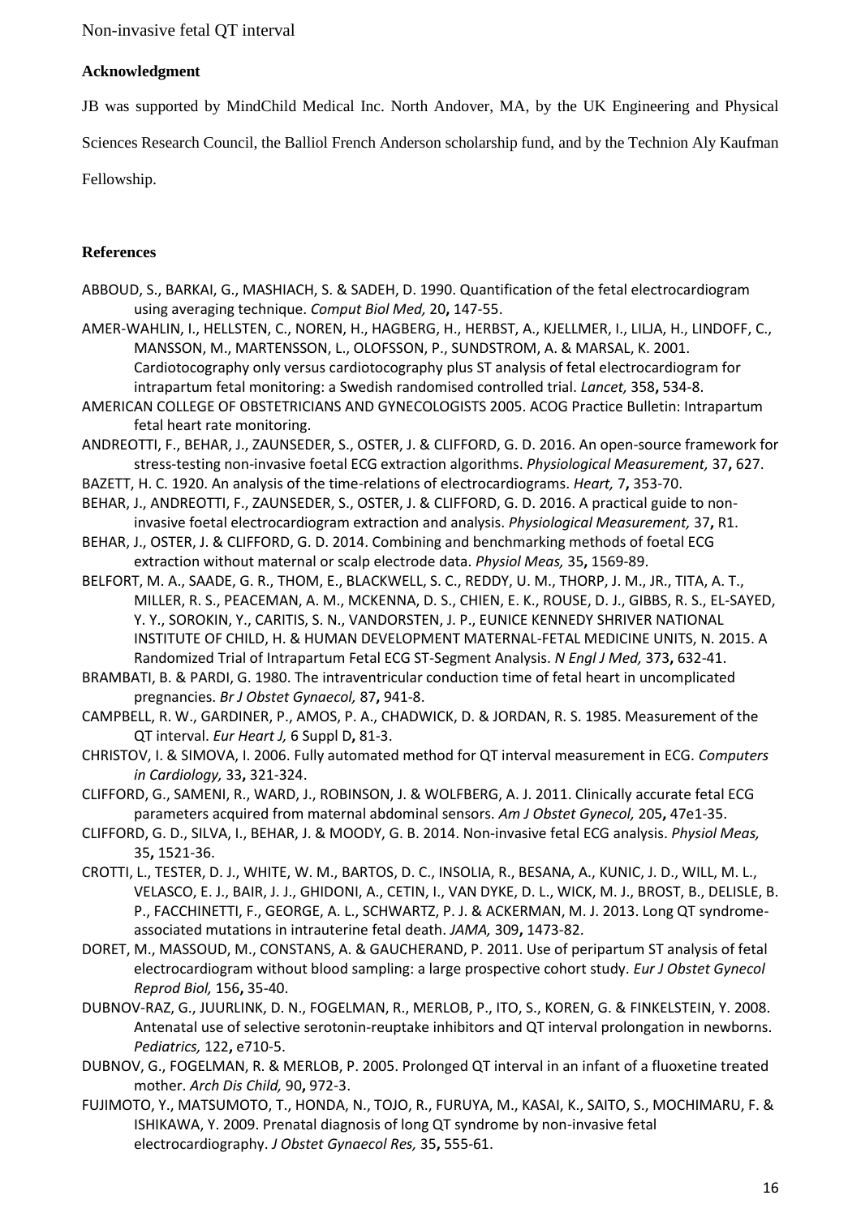### Acknowledgment

JB was supported by MindChild Medical Inc. North Andover, MA, by the UK Engineering and Physical Sciences Research Council, the Balliol French Anderson scholarship fund, and by the Technion Aly Kaufman Fellowship.

### References

ABBOUD, S., BARKAI, G., MASHIACH, S. & SADEH, D. 1990. Quantification of the fetal electrocardiogram using averaging technique. *Comput Biol Med,* 20**,** 147-55.

AMER-WAHLIN, I., HELLSTEN, C., NOREN, H., HAGBERG, H., HERBST, A., KJELLMER, I., LILJA, H., LINDOFF, C., MANSSON, M., MARTENSSON, L., OLOFSSON, P., SUNDSTROM, A. & MARSAL, K. 2001. Cardiotocography only versus cardiotocography plus ST analysis of fetal electrocardiogram for intrapartum fetal monitoring: a Swedish randomised controlled trial. *Lancet,* 358**,** 534-8.

AMERICAN COLLEGE OF OBSTETRICIANS AND GYNECOLOGISTS 2005. ACOG Practice Bulletin: Intrapartum fetal heart rate monitoring.

ANDREOTTI, F., BEHAR, J., ZAUNSEDER, S., OSTER, J. & CLIFFORD, G. D. 2016. An open-source framework for stress-testing non-invasive foetal ECG extraction algorithms. *Physiological Measurement,* 37**,** 627.

BAZETT, H. C. 1920. An analysis of the time-relations of electrocardiograms. *Heart,* 7**,** 353-70.

BEHAR, J., ANDREOTTI, F., ZAUNSEDER, S., OSTER, J. & CLIFFORD, G. D. 2016. A practical guide to non-invasive foetal electrocardiogram extraction and analysis. *Physiological Measurement,* 37**,** R1.

BEHAR, J., OSTER, J. & CLIFFORD, G. D. 2014. Combining and benchmarking methods of foetal ECG extraction without maternal or scalp electrode data. *Physiol Meas,* 35**,** 1569-89.

BELFORT, M. A., SAADE, G. R., THOM, E., BLACKWELL, S. C., REDDY, U. M., THORP, J. M., JR., TITA, A. T., MILLER, R. S., PEACEMAN, A. M., MCKENNA, D. S., CHIEN, E. K., ROUSE, D. J., GIBBS, R. S., EL-SAYED, Y. Y., SOROKIN, Y., CARITIS, S. N., VANDORSTEN, J. P., EUNICE KENNEDY SHRIVER NATIONAL INSTITUTE OF CHILD, H. & HUMAN DEVELOPMENT MATERNAL-FETAL MEDICINE UNITS, N. 2015. A Randomized Trial of Intrapartum Fetal ECG ST-Segment Analysis. *N Engl J Med,* 373**,** 632-41.

BRAMBATI, B. & PARDI, G. 1980. The intraventricular conduction time of fetal heart in uncomplicated pregnancies. *Br J Obstet Gynaecol,* 87**,** 941-8.

CAMPBELL, R. W., GARDINER, P., AMOS, P. A., CHADWICK, D. & JORDAN, R. S. 1985. Measurement of the QT interval. *Eur Heart J,* 6 Suppl D**,** 81-3.

CHRISTOV, I. & SIMOVA, I. 2006. Fully automated method for QT interval measurement in ECG. *Computers in Cardiology,* 33**,** 321-324.

CLIFFORD, G., SAMENI, R., WARD, J., ROBINSON, J. & WOLFBERG, A. J. 2011. Clinically accurate fetal ECG parameters acquired from maternal abdominal sensors. *Am J Obstet Gynecol,* 205**,** 47e1-35.

CLIFFORD, G. D., SILVA, I., BEHAR, J. & MOODY, G. B. 2014. Non-invasive fetal ECG analysis. *Physiol Meas,* 35**,** 1521-36.

CROTTI, L., TESTER, D. J., WHITE, W. M., BARTOS, D. C., INSOLIA, R., BESANA, A., KUNIC, J. D., WILL, M. L., VELASCO, E. J., BAIR, J. J., GHIDONI, A., CETIN, I., VAN DYKE, D. L., WICK, M. J., BROST, B., DELISLE, B. P., FACCHINETTI, F., GEORGE, A. L., SCHWARTZ, P. J. & ACKERMAN, M. J. 2013. Long QT syndrome-associated mutations in intrauterine fetal death. *JAMA,* 309**,** 1473-82.

DORET, M., MASSOUD, M., CONSTANS, A. & GAUCHERAND, P. 2011. Use of peripartum ST analysis of fetal electrocardiogram without blood sampling: a large prospective cohort study. *Eur J Obstet Gynecol Reprod Biol,* 156**,** 35-40.

DUBNOV-RAZ, G., JUURLINK, D. N., FOGELMAN, R., MERLOB, P., ITO, S., KOREN, G. & FINKELSTEIN, Y. 2008. Antenatal use of selective serotonin-reuptake inhibitors and QT interval prolongation in newborns. *Pediatrics,* 122**,** e710-5.

DUBNOV, G., FOGELMAN, R. & MERLOB, P. 2005. Prolonged QT interval in an infant of a fluoxetine treated mother. *Arch Dis Child,* 90**,** 972-3.

FUJIMOTO, Y., MATSUMOTO, T., HONDA, N., TOJO, R., FURUYA, M., KASAI, K., SAITO, S., MOCHIMARU, F. & ISHIKAWA, Y. 2009. Prenatal diagnosis of long QT syndrome by non-invasive fetal electrocardiography. *J Obstet Gynaecol Res,* 35**,** 555-61.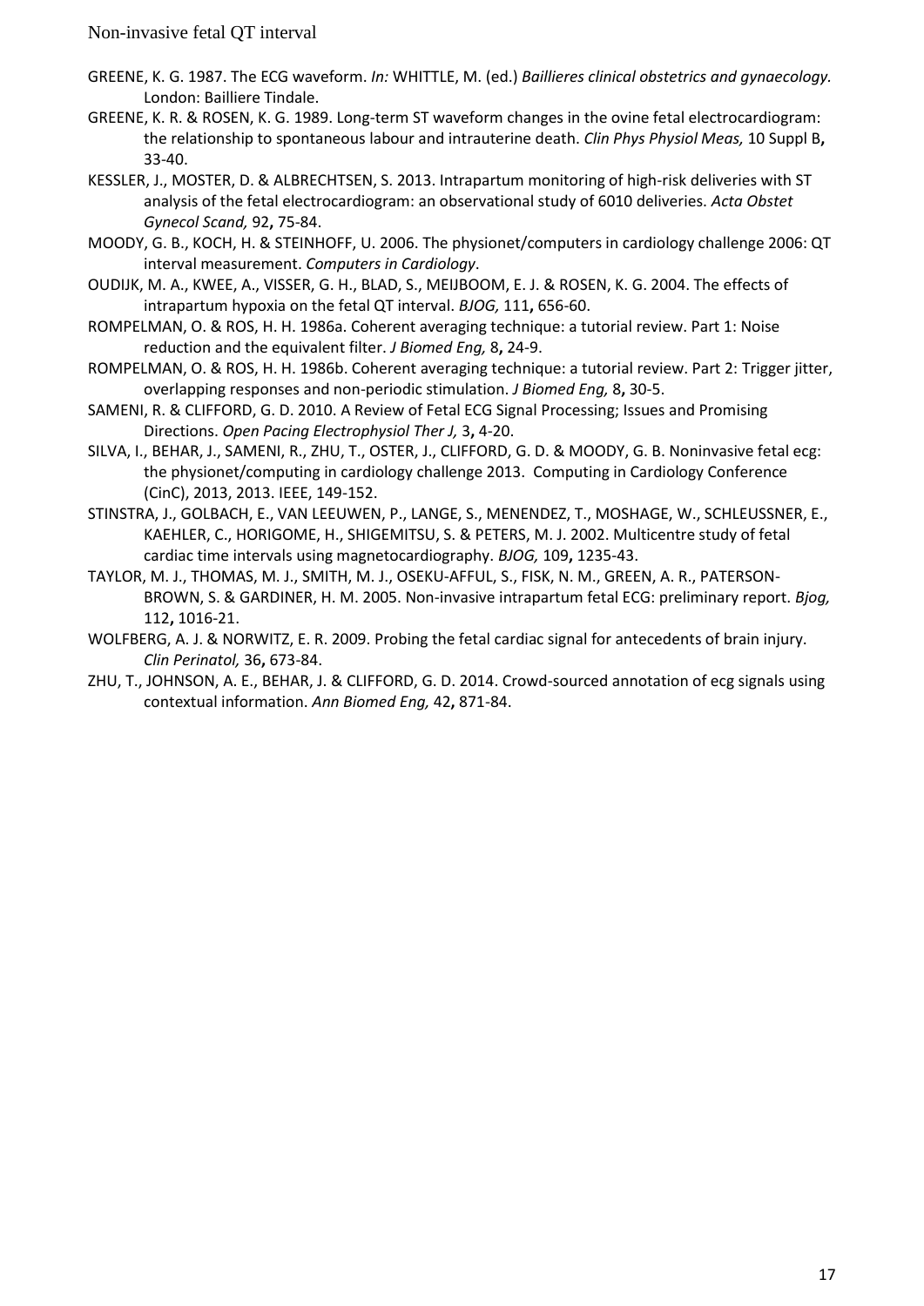GREENE, K. G. 1987. The ECG waveform. *In:* WHITTLE, M. (ed.) *Baillieres clinical obstetrics and gynaecology.* London: Bailliere Tindale.

GREENE, K. R. & ROSEN, K. G. 1989. Long-term ST waveform changes in the ovine fetal electrocardiogram: the relationship to spontaneous labour and intrauterine death. *Clin Phys Physiol Meas,* 10 Suppl B**,** 33-40.

KESSLER, J., MOSTER, D. & ALBRECHTSEN, S. 2013. Intrapartum monitoring of high-risk deliveries with ST analysis of the fetal electrocardiogram: an observational study of 6010 deliveries. *Acta Obstet Gynecol Scand,* 92**,** 75-84.

MOODY, G. B., KOCH, H. & STEINHOFF, U. 2006. The physionet/computers in cardiology challenge 2006: QT interval measurement. *Computers in Cardiology*.

OUDIJK, M. A., KWEE, A., VISSER, G. H., BLAD, S., MEIJBOOM, E. J. & ROSEN, K. G. 2004. The effects of intrapartum hypoxia on the fetal QT interval. *BJOG,* 111**,** 656-60.

ROMPELMAN, O. & ROS, H. H. 1986a. Coherent averaging technique: a tutorial review. Part 1: Noise reduction and the equivalent filter. *J Biomed Eng,* 8**,** 24-9.

ROMPELMAN, O. & ROS, H. H. 1986b. Coherent averaging technique: a tutorial review. Part 2: Trigger jitter, overlapping responses and non-periodic stimulation. *J Biomed Eng,* 8**,** 30-5.

SAMENI, R. & CLIFFORD, G. D. 2010. A Review of Fetal ECG Signal Processing; Issues and Promising Directions. *Open Pacing Electrophysiol Ther J,* 3**,** 4-20.

SILVA, I., BEHAR, J., SAMENI, R., ZHU, T., OSTER, J., CLIFFORD, G. D. & MOODY, G. B. Noninvasive fetal ecg: the physionet/computing in cardiology challenge 2013. Computing in Cardiology Conference (CinC), 2013, 2013. IEEE, 149-152.

STINSTRA, J., GOLBACH, E., VAN LEEUWEN, P., LANGE, S., MENENDEZ, T., MOSHAGE, W., SCHLEUSSNER, E., KAEHLER, C., HORIGOME, H., SHIGEMITSU, S. & PETERS, M. J. 2002. Multicentre study of fetal cardiac time intervals using magnetocardiography. *BJOG,* 109**,** 1235-43.

TAYLOR, M. J., THOMAS, M. J., SMITH, M. J., OSEKU-AFFUL, S., FISK, N. M., GREEN, A. R., PATERSON-BROWN, S. & GARDINER, H. M. 2005. Non-invasive intrapartum fetal ECG: preliminary report. *Bjog,* 112**,** 1016-21.

WOLFBERG, A. J. & NORWITZ, E. R. 2009. Probing the fetal cardiac signal for antecedents of brain injury. *Clin Perinatol,* 36**,** 673-84.

ZHU, T., JOHNSON, A. E., BEHAR, J. & CLIFFORD, G. D. 2014. Crowd-sourced annotation of ecg signals using contextual information. *Ann Biomed Eng,* 42**,** 871-84.